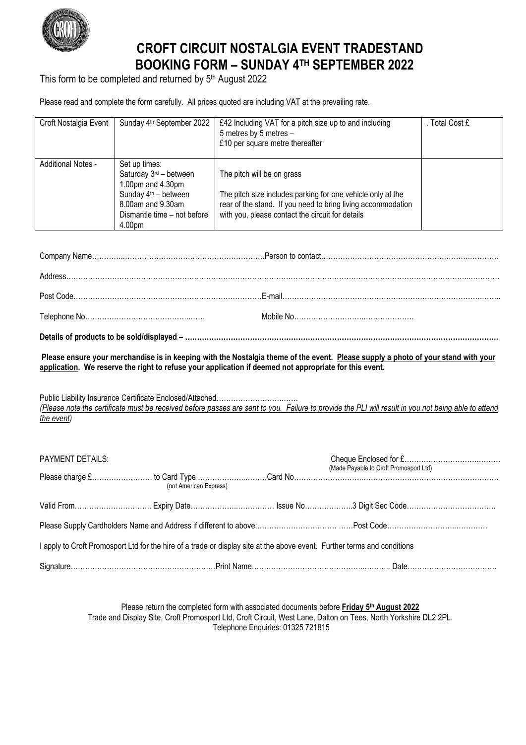# CROFT CIRCUIT NOSTALGIA EVENT TRADESTAND BOOKING FORM – SUNDAY 4TH SEPTEMBER 2022

This form to be completed and returned by 5th August 2022

Please read and complete the form carefully. All prices quoted are including VAT at the prevailing rate.

| Croft Nostalgia Event | Sunday 4th September 2022 | £42 Including VAT for a pitch size up to and including 5 metres by 5 metres – £10 per square metre thereafter | . Total Cost £ |
|---|---|---|---|
| Additional Notes - | Set up times: Saturday 3rd – between 1.00pm and 4.30pm Sunday 4th – between 8.00am and 9.30am Dismantle time – not before 4.00pm | The pitch will be on grass<br><br>The pitch size includes parking for one vehicle only at the rear of the stand. If you need to bring living accommodation with you, please contact the circuit for details | |

Company Name…………………………………………………………Person to contact………………………………………………………………

Address……………………………………………………………………………………………………………………………………………………

Post Code……………………………………………………………………E-mail…………………………………………………………………………

Telephone No…………………………………………… Mobile No…………………………………………

**Details of products to be sold/displayed – ……………………………………………………………………………………………………………**

**Please ensure your merchandise is in keeping with the Nostalgia theme of the event. Please supply a photo of your stand with your application. We reserve the right to refuse your application if deemed not appropriate for this event.**

Public Liability Insurance Certificate Enclosed/Attached……………………………
*(Please note the certificate must be received before passes are sent to you. Failure to provide the PLI will result in you not being able to attend the event)*

PAYMENT DETAILS: Cheque Enclosed for £…………………………………
(Made Payable to Croft Promosport Ltd)

Please charge £…………………… to Card Type ………………………Card No……………………………………………………………………
(not American Express)

Valid From………………………… Expiry Date……………………………… Issue No………………..3 Digit Sec Code………………………………

Please Supply Cardholders Name and Address if different to above:…………………………… ……Post Code……………………………………

I apply to Croft Promosport Ltd for the hire of a trade or display site at the above event. Further terms and conditions

Signature……………………………………………………Print Name………………………………………………… Date………………………………

Please return the completed form with associated documents before **Friday 5th August 2022**
Trade and Display Site, Croft Promosport Ltd, Croft Circuit, West Lane, Dalton on Tees, North Yorkshire DL2 2PL.
Telephone Enquiries: 01325 721815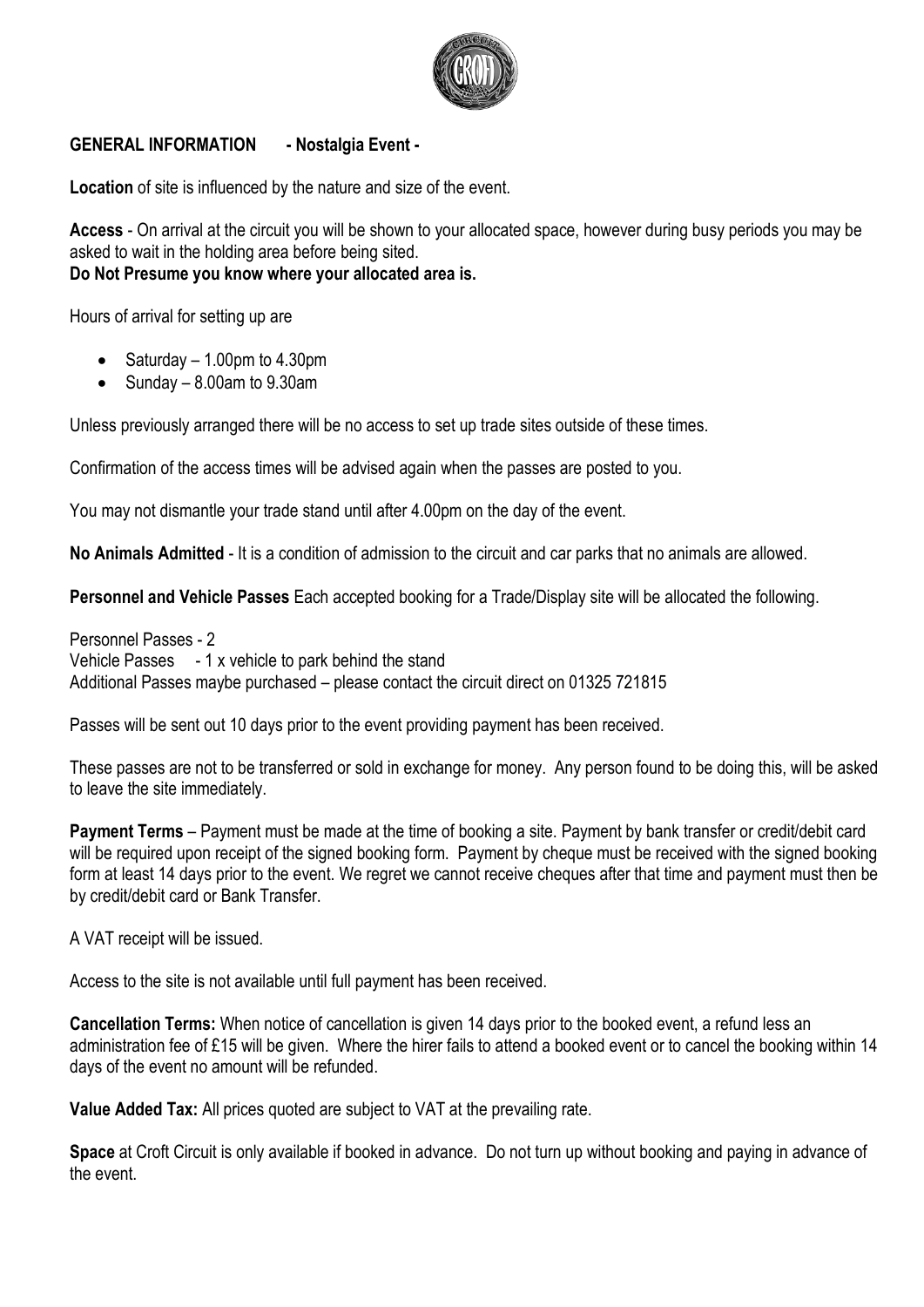**GENERAL INFORMATION - Nostalgia Event -**

**Location** of site is influenced by the nature and size of the event.

**Access** - On arrival at the circuit you will be shown to your allocated space, however during busy periods you may be asked to wait in the holding area before being sited.
**Do Not Presume you know where your allocated area is.**

Hours of arrival for setting up are

- Saturday – 1.00pm to 4.30pm
- Sunday – 8.00am to 9.30am

Unless previously arranged there will be no access to set up trade sites outside of these times.

Confirmation of the access times will be advised again when the passes are posted to you.

You may not dismantle your trade stand until after 4.00pm on the day of the event.

**No Animals Admitted** - It is a condition of admission to the circuit and car parks that no animals are allowed.

**Personnel and Vehicle Passes** Each accepted booking for a Trade/Display site will be allocated the following.

Personnel Passes - 2
Vehicle Passes - 1 x vehicle to park behind the stand
Additional Passes maybe purchased – please contact the circuit direct on 01325 721815

Passes will be sent out 10 days prior to the event providing payment has been received.

These passes are not to be transferred or sold in exchange for money. Any person found to be doing this, will be asked to leave the site immediately.

**Payment Terms** – Payment must be made at the time of booking a site. Payment by bank transfer or credit/debit card will be required upon receipt of the signed booking form. Payment by cheque must be received with the signed booking form at least 14 days prior to the event. We regret we cannot receive cheques after that time and payment must then be by credit/debit card or Bank Transfer.

A VAT receipt will be issued.

Access to the site is not available until full payment has been received.

**Cancellation Terms:** When notice of cancellation is given 14 days prior to the booked event, a refund less an administration fee of £15 will be given. Where the hirer fails to attend a booked event or to cancel the booking within 14 days of the event no amount will be refunded.

**Value Added Tax:** All prices quoted are subject to VAT at the prevailing rate.

**Space** at Croft Circuit is only available if booked in advance. Do not turn up without booking and paying in advance of the event.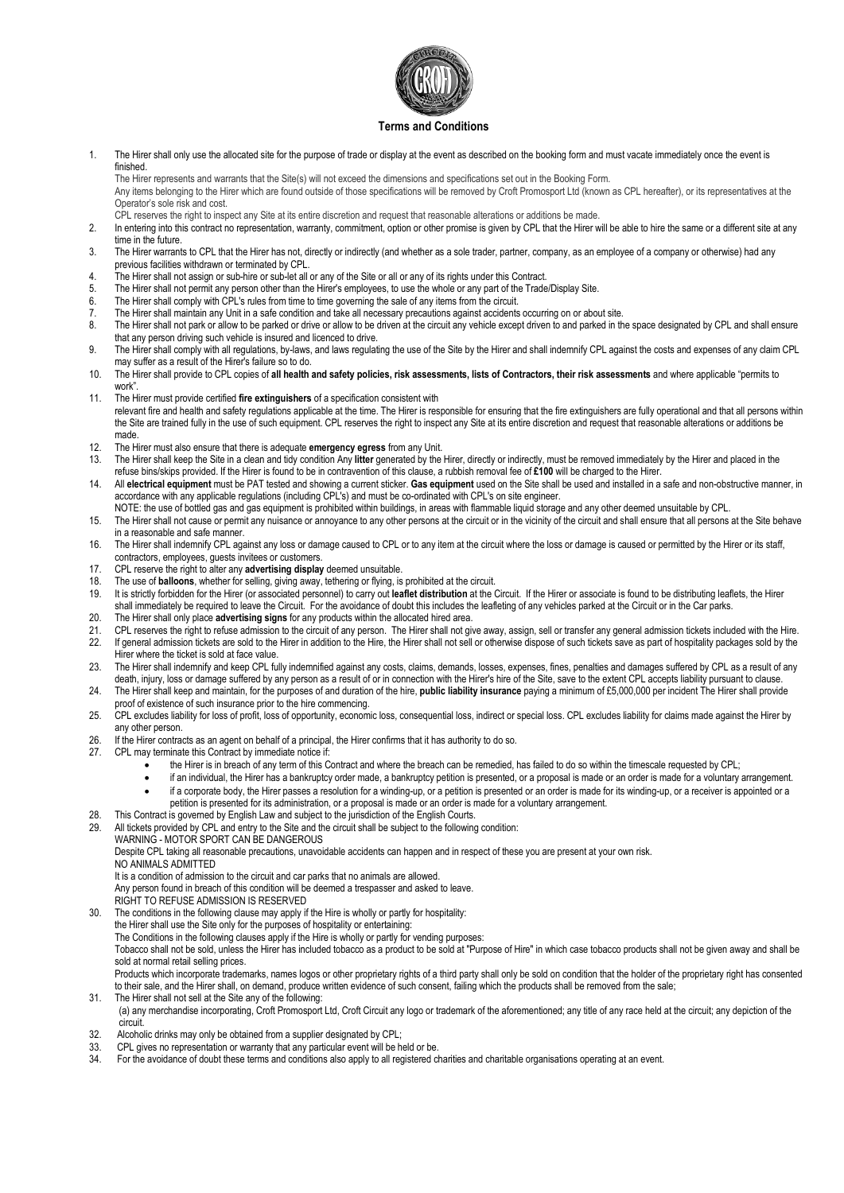# Terms and Conditions

1. The Hirer shall only use the allocated site for the purpose of trade or display at the event as described on the booking form and must vacate immediately once the event is finished.
   The Hirer represents and warrants that the Site(s) will not exceed the dimensions and specifications set out in the Booking Form.
   Any items belonging to the Hirer which are found outside of those specifications will be removed by Croft Promosport Ltd (known as CPL hereafter), or its representatives at the Operator's sole risk and cost.
   CPL reserves the right to inspect any Site at its entire discretion and request that reasonable alterations or additions be made.
2. In entering into this contract no representation, warranty, commitment, option or other promise is given by CPL that the Hirer will be able to hire the same or a different site at any time in the future.
3. The Hirer warrants to CPL that the Hirer has not, directly or indirectly (and whether as a sole trader, partner, company, as an employee of a company or otherwise) had any previous facilities withdrawn or terminated by CPL.
4. The Hirer shall not assign or sub-hire or sub-let all or any of the Site or all or any of its rights under this Contract.
5. The Hirer shall not permit any person other than the Hirer's employees, to use the whole or any part of the Trade/Display Site.
6. The Hirer shall comply with CPL's rules from time to time governing the sale of any items from the circuit.
7. The Hirer shall maintain any Unit in a safe condition and take all necessary precautions against accidents occurring on or about site.
8. The Hirer shall not park or allow to be parked or drive or allow to be driven at the circuit any vehicle except driven to and parked in the space designated by CPL and shall ensure that any person driving such vehicle is insured and licenced to drive.
9. The Hirer shall comply with all regulations, by-laws, and laws regulating the use of the Site by the Hirer and shall indemnify CPL against the costs and expenses of any claim CPL may suffer as a result of the Hirer's failure so to do.
10. The Hirer shall provide to CPL copies of **all health and safety policies, risk assessments, lists of Contractors, their risk assessments** and where applicable "permits to work".
11. The Hirer must provide certified **fire extinguishers** of a specification consistent with relevant fire and health and safety regulations applicable at the time. The Hirer is responsible for ensuring that the fire extinguishers are fully operational and that all persons within the Site are trained fully in the use of such equipment. CPL reserves the right to inspect any Site at its entire discretion and request that reasonable alterations or additions be made.
12. The Hirer must also ensure that there is adequate **emergency egress** from any Unit.
13. The Hirer shall keep the Site in a clean and tidy condition Any **litter** generated by the Hirer, directly or indirectly, must be removed immediately by the Hirer and placed in the refuse bins/skips provided. If the Hirer is found to be in contravention of this clause, a rubbish removal fee of **£100** will be charged to the Hirer.
14. All **electrical equipment** must be PAT tested and showing a current sticker. **Gas equipment** used on the Site shall be used and installed in a safe and non-obstructive manner, in accordance with any applicable regulations (including CPL's) and must be co-ordinated with CPL's on site engineer.
    NOTE: the use of bottled gas and gas equipment is prohibited within buildings, in areas with flammable liquid storage and any other deemed unsuitable by CPL.
15. The Hirer shall not cause or permit any nuisance or annoyance to any other persons at the circuit or in the vicinity of the circuit and shall ensure that all persons at the Site behave in a reasonable and safe manner.
16. The Hirer shall indemnify CPL against any loss or damage caused to CPL or to any item at the circuit where the loss or damage is caused or permitted by the Hirer or its staff, contractors, employees, guests invitees or customers.
17. CPL reserve the right to alter any **advertising display** deemed unsuitable.
18. The use of **balloons**, whether for selling, giving away, tethering or flying, is prohibited at the circuit.
19. It is strictly forbidden for the Hirer (or associated personnel) to carry out **leaflet distribution** at the Circuit. If the Hirer or associate is found to be distributing leaflets, the Hirer shall immediately be required to leave the Circuit. For the avoidance of doubt this includes the leafleting of any vehicles parked at the Circuit or in the Car parks.
20. The Hirer shall only place **advertising signs** for any products within the allocated hired area.
21. CPL reserves the right to refuse admission to the circuit of any person. The Hirer shall not give away, assign, sell or transfer any general admission tickets included with the Hire.
22. If general admission tickets are sold to the Hirer in addition to the Hire, the Hirer shall not sell or otherwise dispose of such tickets save as part of hospitality packages sold by the Hirer where the ticket is sold at face value.
23. The Hirer shall indemnify and keep CPL fully indemnified against any costs, claims, demands, losses, expenses, fines, penalties and damages suffered by CPL as a result of any death, injury, loss or damage suffered by any person as a result of or in connection with the Hirer's hire of the Site, save to the extent CPL accepts liability pursuant to clause.
24. The Hirer shall keep and maintain, for the purposes of and duration of the hire, **public liability insurance** paying a minimum of £5,000,000 per incident The Hirer shall provide proof of existence of such insurance prior to the hire commencing.
25. CPL excludes liability for loss of profit, loss of opportunity, economic loss, consequential loss, indirect or special loss. CPL excludes liability for claims made against the Hirer by any other person.
26. If the Hirer contracts as an agent on behalf of a principal, the Hirer confirms that it has authority to do so.
27. CPL may terminate this Contract by immediate notice if:
    - the Hirer is in breach of any term of this Contract and where the breach can be remedied, has failed to do so within the timescale requested by CPL;
    - if an individual, the Hirer has a bankruptcy order made, a bankruptcy petition is presented, or a proposal is made or an order is made for a voluntary arrangement.
    - if a corporate body, the Hirer passes a resolution for a winding-up, or a petition is presented or an order is made for its winding-up, or a receiver is appointed or a petition is presented for its administration, or a proposal is made or an order is made for a voluntary arrangement.
28. This Contract is governed by English Law and subject to the jurisdiction of the English Courts.
29. All tickets provided by CPL and entry to the Site and the circuit shall be subject to the following condition:
    WARNING - MOTOR SPORT CAN BE DANGEROUS
    Despite CPL taking all reasonable precautions, unavoidable accidents can happen and in respect of these you are present at your own risk.
    NO ANIMALS ADMITTED
    It is a condition of admission to the circuit and car parks that no animals are allowed.
    Any person found in breach of this condition will be deemed a trespasser and asked to leave.
    RIGHT TO REFUSE ADMISSION IS RESERVED
30. The conditions in the following clause may apply if the Hire is wholly or partly for hospitality:
    the Hirer shall use the Site only for the purposes of hospitality or entertaining:
    The Conditions in the following clauses apply if the Hire is wholly or partly for vending purposes:
    Tobacco shall not be sold, unless the Hirer has included tobacco as a product to be sold at "Purpose of Hire" in which case tobacco products shall not be given away and shall be sold at normal retail selling prices.
    Products which incorporate trademarks, names logos or other proprietary rights of a third party shall only be sold on condition that the holder of the proprietary right has consented to their sale, and the Hirer shall, on demand, produce written evidence of such consent, failing which the products shall be removed from the sale;
31. The Hirer shall not sell at the Site any of the following:
    (a) any merchandise incorporating, Croft Promosport Ltd, Croft Circuit any logo or trademark of the aforementioned; any title of any race held at the circuit; any depiction of the circuit.
32. Alcoholic drinks may only be obtained from a supplier designated by CPL;
33. CPL gives no representation or warranty that any particular event will be held or be.
34. For the avoidance of doubt these terms and conditions also apply to all registered charities and charitable organisations operating at an event.